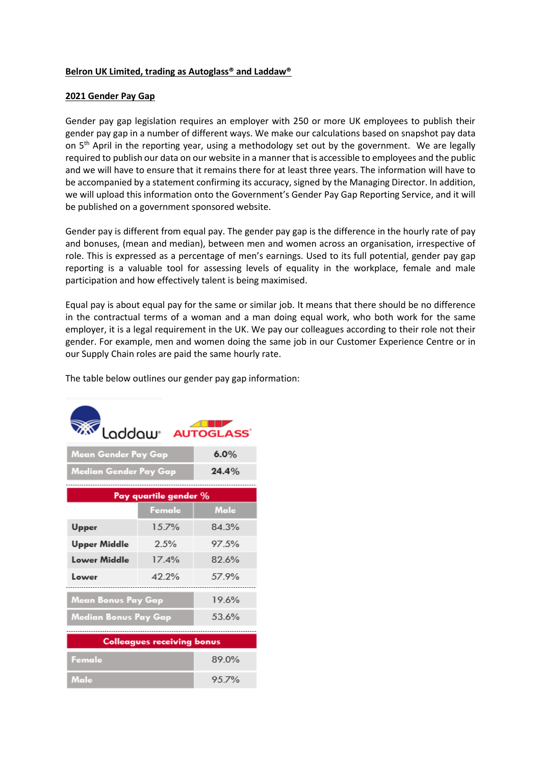**Belron UK Limited, trading as Autoglass® and Laddaw®**

**2021 Gender Pay Gap**

Gender pay gap legislation requires an employer with 250 or more UK employees to publish their gender pay gap in a number of different ways. We make our calculations based on snapshot pay data on 5th April in the reporting year, using a methodology set out by the government. We are legally required to publish our data on our website in a manner that is accessible to employees and the public and we will have to ensure that it remains there for at least three years. The information will have to be accompanied by a statement confirming its accuracy, signed by the Managing Director. In addition, we will upload this information onto the Government's Gender Pay Gap Reporting Service, and it will be published on a government sponsored website.

Gender pay is different from equal pay. The gender pay gap is the difference in the hourly rate of pay and bonuses, (mean and median), between men and women across an organisation, irrespective of role. This is expressed as a percentage of men's earnings. Used to its full potential, gender pay gap reporting is a valuable tool for assessing levels of equality in the workplace, female and male participation and how effectively talent is being maximised.

Equal pay is about equal pay for the same or similar job. It means that there should be no difference in the contractual terms of a woman and a man doing equal work, who both work for the same employer, it is a legal requirement in the UK. We pay our colleagues according to their role not their gender. For example, men and women doing the same job in our Customer Experience Centre or in our Supply Chain roles are paid the same hourly rate.

The table below outlines our gender pay gap information:

Laddaw® AUTOGLASS®

| | |
|---|---|
| Mean Gender Pay Gap | 6.0% |
| Median Gender Pay Gap | 24.4% |

| Pay quartile gender % | | |
|---|---|---|
| | Female | Male |
| Upper | 15.7% | 84.3% |
| Upper Middle | 2.5% | 97.5% |
| Lower Middle | 17.4% | 82.6% |
| Lower | 42.2% | 57.9% |

| | |
|---|---|
| Mean Bonus Pay Gap | 19.6% |
| Median Bonus Pay Gap | 53.6% |

| Colleagues receiving bonus | |
|---|---|
| Female | 89.0% |
| Male | 95.7% |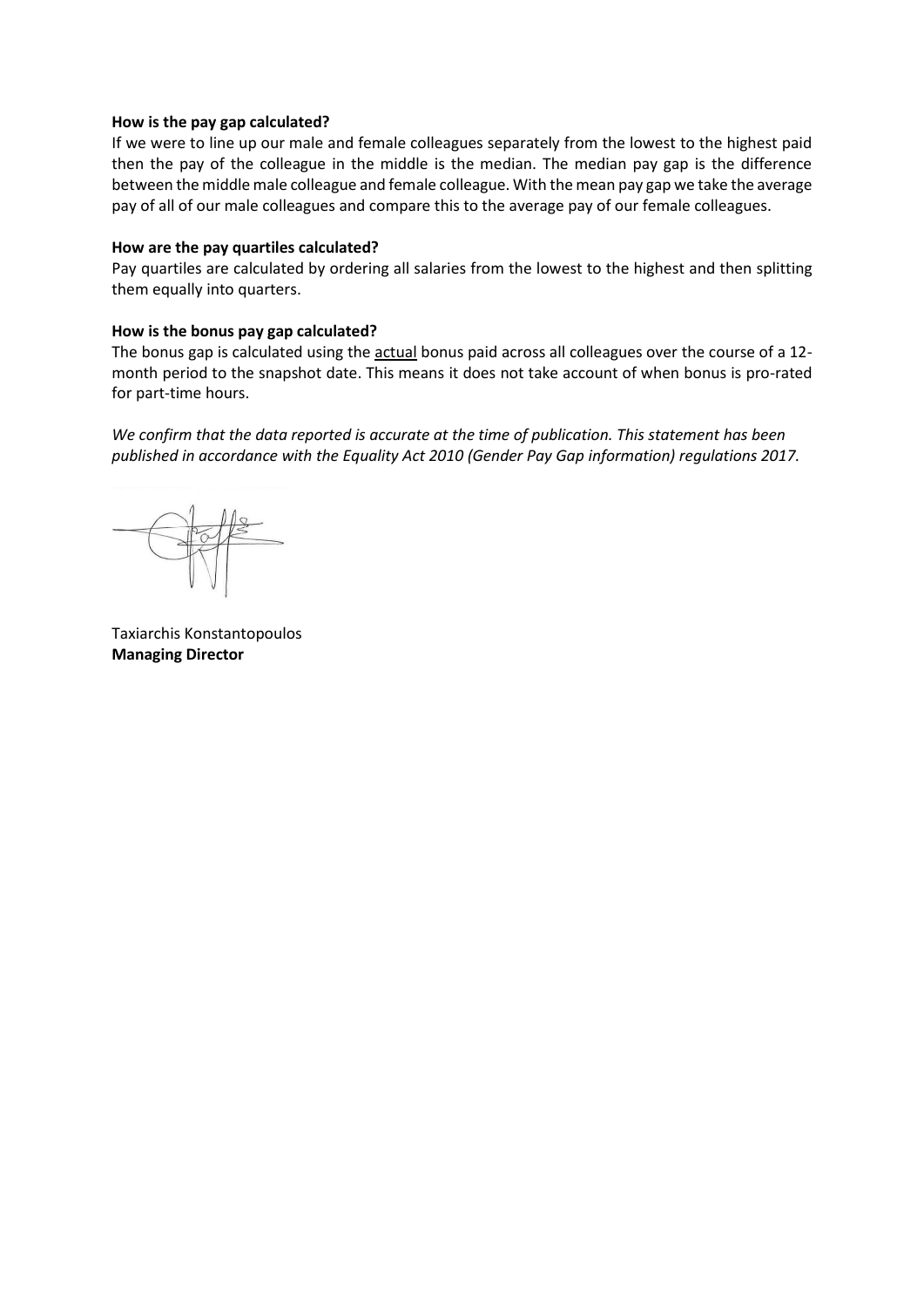**How is the pay gap calculated?**

If we were to line up our male and female colleagues separately from the lowest to the highest paid then the pay of the colleague in the middle is the median. The median pay gap is the difference between the middle male colleague and female colleague. With the mean pay gap we take the average pay of all of our male colleagues and compare this to the average pay of our female colleagues.

**How are the pay quartiles calculated?**

Pay quartiles are calculated by ordering all salaries from the lowest to the highest and then splitting them equally into quarters.

**How is the bonus pay gap calculated?**

The bonus gap is calculated using the actual bonus paid across all colleagues over the course of a 12-month period to the snapshot date. This means it does not take account of when bonus is pro-rated for part-time hours.

*We confirm that the data reported is accurate at the time of publication. This statement has been published in accordance with the Equality Act 2010 (Gender Pay Gap information) regulations 2017.*

Taxiarchis Konstantopoulos
**Managing Director**